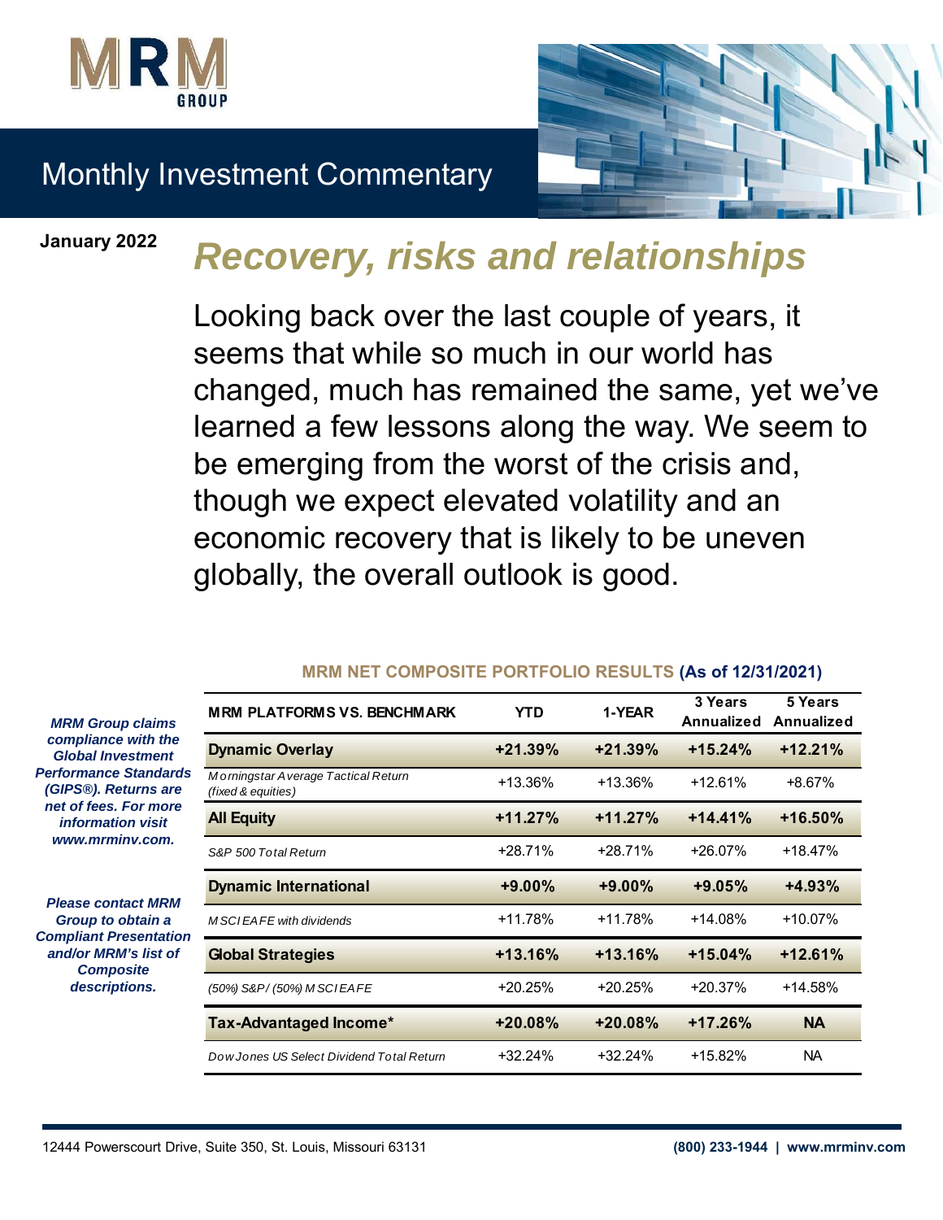MRM GROUP

# Monthly Investment Commentary

**January 2022**

## *Recovery, risks and relationships*

Looking back over the last couple of years, it seems that while so much in our world has changed, much has remained the same, yet we've learned a few lessons along the way. We seem to be emerging from the worst of the crisis and, though we expect elevated volatility and an economic recovery that is likely to be uneven globally, the overall outlook is good.

*MRM Group claims compliance with the Global Investment Performance Standards (GIPS®). Returns are net of fees. For more information visit www.mrminv.com.*

*Please contact MRM Group to obtain a Compliant Presentation and/or MRM's list of Composite descriptions.*

**MRM NET COMPOSITE PORTFOLIO RESULTS (As of 12/31/2021)**

| MRM PLATFORMS VS. BENCHMARK | YTD | 1-YEAR | 3 Years Annualized | 5 Years Annualized |
|---|---|---|---|---|
| **Dynamic Overlay** | **+21.39%** | **+21.39%** | **+15.24%** | **+12.21%** |
| *Morningstar Average Tactical Return (fixed & equities)* | +13.36% | +13.36% | +12.61% | +8.67% |
| **All Equity** | **+11.27%** | **+11.27%** | **+14.41%** | **+16.50%** |
| *S&P 500 Total Return* | +28.71% | +28.71% | +26.07% | +18.47% |
| **Dynamic International** | **+9.00%** | **+9.00%** | **+9.05%** | **+4.93%** |
| *MSCI EAFE with dividends* | +11.78% | +11.78% | +14.08% | +10.07% |
| **Global Strategies** | **+13.16%** | **+13.16%** | **+15.04%** | **+12.61%** |
| *(50%) S&P/ (50%) MSCI EAFE* | +20.25% | +20.25% | +20.37% | +14.58% |
| **Tax-Advantaged Income*** | **+20.08%** | **+20.08%** | **+17.26%** | **NA** |
| *Dow Jones US Select Dividend Total Return* | +32.24% | +32.24% | +15.82% | NA |

12444 Powerscourt Drive, Suite 350, St. Louis, Missouri 63131

**(800) 233-1944 | www.mrminv.com**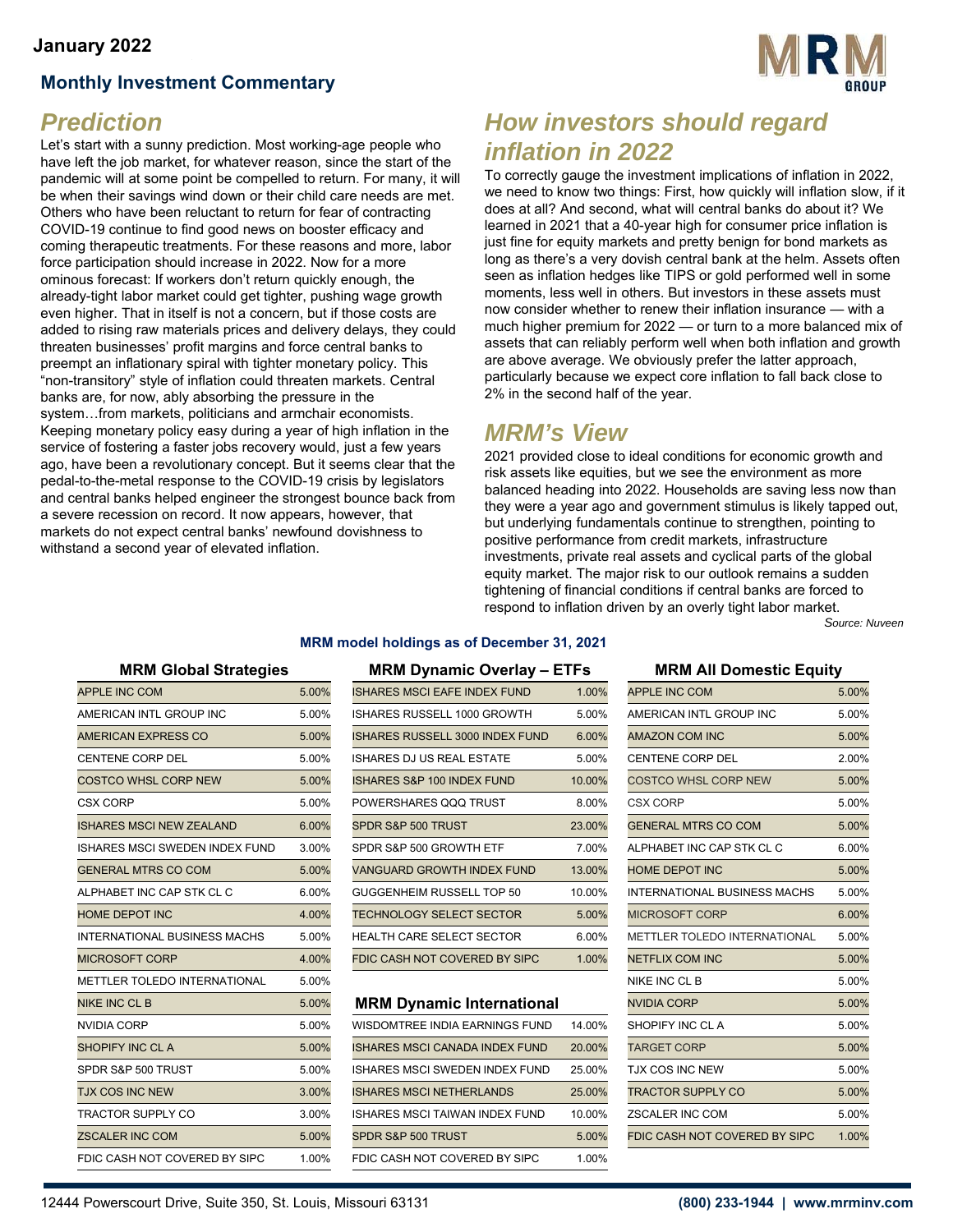January 2022

**Monthly Investment Commentary**

# Prediction

Let's start with a sunny prediction. Most working-age people who have left the job market, for whatever reason, since the start of the pandemic will at some point be compelled to return. For many, it will be when their savings wind down or their child care needs are met. Others who have been reluctant to return for fear of contracting COVID-19 continue to find good news on booster efficacy and coming therapeutic treatments. For these reasons and more, labor force participation should increase in 2022. Now for a more ominous forecast: If workers don't return quickly enough, the already-tight labor market could get tighter, pushing wage growth even higher. That in itself is not a concern, but if those costs are added to rising raw materials prices and delivery delays, they could threaten businesses' profit margins and force central banks to preempt an inflationary spiral with tighter monetary policy. This "non-transitory" style of inflation could threaten markets. Central banks are, for now, ably absorbing the pressure in the system…from markets, politicians and armchair economists. Keeping monetary policy easy during a year of high inflation in the service of fostering a faster jobs recovery would, just a few years ago, have been a revolutionary concept. But it seems clear that the pedal-to-the-metal response to the COVID-19 crisis by legislators and central banks helped engineer the strongest bounce back from a severe recession on record. It now appears, however, that markets do not expect central banks' newfound dovishness to withstand a second year of elevated inflation.

# How investors should regard inflation in 2022

To correctly gauge the investment implications of inflation in 2022, we need to know two things: First, how quickly will inflation slow, if it does at all? And second, what will central banks do about it? We learned in 2021 that a 40-year high for consumer price inflation is just fine for equity markets and pretty benign for bond markets as long as there's a very dovish central bank at the helm. Assets often seen as inflation hedges like TIPS or gold performed well in some moments, less well in others. But investors in these assets must now consider whether to renew their inflation insurance — with a much higher premium for 2022 — or turn to a more balanced mix of assets that can reliably perform well when both inflation and growth are above average. We obviously prefer the latter approach, particularly because we expect core inflation to fall back close to 2% in the second half of the year.

# MRM's View

2021 provided close to ideal conditions for economic growth and risk assets like equities, but we see the environment as more balanced heading into 2022. Households are saving less now than they were a year ago and government stimulus is likely tapped out, but underlying fundamentals continue to strengthen, pointing to positive performance from credit markets, infrastructure investments, private real assets and cyclical parts of the global equity market. The major risk to our outlook remains a sudden tightening of financial conditions if central banks are forced to respond to inflation driven by an overly tight labor market.

*Source: Nuveen*

**MRM model holdings as of December 31, 2021**

### MRM Global Strategies

| | |
|---|---|
| APPLE INC COM | 5.00% |
| AMERICAN INTL GROUP INC | 5.00% |
| AMERICAN EXPRESS CO | 5.00% |
| CENTENE CORP DEL | 5.00% |
| COSTCO WHSL CORP NEW | 5.00% |
| CSX CORP | 5.00% |
| ISHARES MSCI NEW ZEALAND | 6.00% |
| ISHARES MSCI SWEDEN INDEX FUND | 3.00% |
| GENERAL MTRS CO COM | 5.00% |
| ALPHABET INC CAP STK CL C | 6.00% |
| HOME DEPOT INC | 4.00% |
| INTERNATIONAL BUSINESS MACHS | 5.00% |
| MICROSOFT CORP | 4.00% |
| METTLER TOLEDO INTERNATIONAL | 5.00% |
| NIKE INC CL B | 5.00% |
| NVIDIA CORP | 5.00% |
| SHOPIFY INC CL A | 5.00% |
| SPDR S&P 500 TRUST | 5.00% |
| TJX COS INC NEW | 3.00% |
| TRACTOR SUPPLY CO | 3.00% |
| ZSCALER INC COM | 5.00% |
| FDIC CASH NOT COVERED BY SIPC | 1.00% |

### MRM Dynamic Overlay – ETFs

| | |
|---|---|
| ISHARES MSCI EAFE INDEX FUND | 1.00% |
| ISHARES RUSSELL 1000 GROWTH | 5.00% |
| ISHARES RUSSELL 3000 INDEX FUND | 6.00% |
| ISHARES DJ US REAL ESTATE | 5.00% |
| ISHARES S&P 100 INDEX FUND | 10.00% |
| POWERSHARES QQQ TRUST | 8.00% |
| SPDR S&P 500 TRUST | 23.00% |
| SPDR S&P 500 GROWTH ETF | 7.00% |
| VANGUARD GROWTH INDEX FUND | 13.00% |
| GUGGENHEIM RUSSELL TOP 50 | 10.00% |
| TECHNOLOGY SELECT SECTOR | 5.00% |
| HEALTH CARE SELECT SECTOR | 6.00% |
| FDIC CASH NOT COVERED BY SIPC | 1.00% |

### MRM Dynamic International

| | |
|---|---|
| WISDOMTREE INDIA EARNINGS FUND | 14.00% |
| ISHARES MSCI CANADA INDEX FUND | 20.00% |
| ISHARES MSCI SWEDEN INDEX FUND | 25.00% |
| ISHARES MSCI NETHERLANDS | 25.00% |
| ISHARES MSCI TAIWAN INDEX FUND | 10.00% |
| SPDR S&P 500 TRUST | 5.00% |
| FDIC CASH NOT COVERED BY SIPC | 1.00% |

### MRM All Domestic Equity

| | |
|---|---|
| APPLE INC COM | 5.00% |
| AMERICAN INTL GROUP INC | 5.00% |
| AMAZON COM INC | 5.00% |
| CENTENE CORP DEL | 2.00% |
| COSTCO WHSL CORP NEW | 5.00% |
| CSX CORP | 5.00% |
| GENERAL MTRS CO COM | 5.00% |
| ALPHABET INC CAP STK CL C | 6.00% |
| HOME DEPOT INC | 5.00% |
| INTERNATIONAL BUSINESS MACHS | 5.00% |
| MICROSOFT CORP | 6.00% |
| METTLER TOLEDO INTERNATIONAL | 5.00% |
| NETFLIX COM INC | 5.00% |
| NIKE INC CL B | 5.00% |
| NVIDIA CORP | 5.00% |
| SHOPIFY INC CL A | 5.00% |
| TARGET CORP | 5.00% |
| TJX COS INC NEW | 5.00% |
| TRACTOR SUPPLY CO | 5.00% |
| ZSCALER INC COM | 5.00% |
| FDIC CASH NOT COVERED BY SIPC | 1.00% |

12444 Powerscourt Drive, Suite 350, St. Louis, Missouri 63131 **(800) 233-1944 | www.mrminv.com**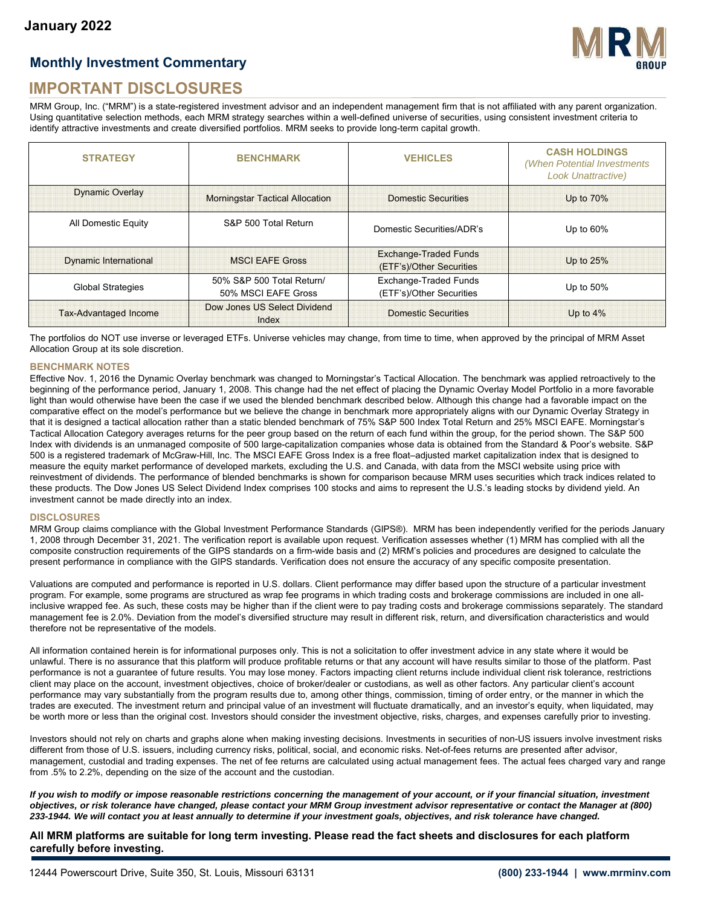January 2022

## Monthly Investment Commentary

# IMPORTANT DISCLOSURES

MRM Group, Inc. ("MRM") is a state-registered investment advisor and an independent management firm that is not affiliated with any parent organization. Using quantitative selection methods, each MRM strategy searches within a well-defined universe of securities, using consistent investment criteria to identify attractive investments and create diversified portfolios. MRM seeks to provide long-term capital growth.

| STRATEGY | BENCHMARK | VEHICLES | CASH HOLDINGS *(When Potential Investments Look Unattractive)* |
|---|---|---|---|
| Dynamic Overlay | Morningstar Tactical Allocation | Domestic Securities | Up to 70% |
| All Domestic Equity | S&P 500 Total Return | Domestic Securities/ADR's | Up to 60% |
| Dynamic International | MSCI EAFE Gross | Exchange-Traded Funds (ETF's)/Other Securities | Up to 25% |
| Global Strategies | 50% S&P 500 Total Return/ 50% MSCI EAFE Gross | Exchange-Traded Funds (ETF's)/Other Securities | Up to 50% |
| Tax-Advantaged Income | Dow Jones US Select Dividend Index | Domestic Securities | Up to 4% |

The portfolios do NOT use inverse or leveraged ETFs. Universe vehicles may change, from time to time, when approved by the principal of MRM Asset Allocation Group at its sole discretion.

### BENCHMARK NOTES

Effective Nov. 1, 2016 the Dynamic Overlay benchmark was changed to Morningstar's Tactical Allocation. The benchmark was applied retroactively to the beginning of the performance period, January 1, 2008. This change had the net effect of placing the Dynamic Overlay Model Portfolio in a more favorable light than would otherwise have been the case if we used the blended benchmark described below. Although this change had a favorable impact on the comparative effect on the model's performance but we believe the change in benchmark more appropriately aligns with our Dynamic Overlay Strategy in that it is designed a tactical allocation rather than a static blended benchmark of 75% S&P 500 Index Total Return and 25% MSCI EAFE. Morningstar's Tactical Allocation Category averages returns for the peer group based on the return of each fund within the group, for the period shown. The S&P 500 Index with dividends is an unmanaged composite of 500 large-capitalization companies whose data is obtained from the Standard & Poor's website. S&P 500 is a registered trademark of McGraw-Hill, Inc. The MSCI EAFE Gross Index is a free float–adjusted market capitalization index that is designed to measure the equity market performance of developed markets, excluding the U.S. and Canada, with data from the MSCI website using price with reinvestment of dividends. The performance of blended benchmarks is shown for comparison because MRM uses securities which track indices related to these products. The Dow Jones US Select Dividend Index comprises 100 stocks and aims to represent the U.S.'s leading stocks by dividend yield. An investment cannot be made directly into an index.

### DISCLOSURES

MRM Group claims compliance with the Global Investment Performance Standards (GIPS®). MRM has been independently verified for the periods January 1, 2008 through December 31, 2021. The verification report is available upon request. Verification assesses whether (1) MRM has complied with all the composite construction requirements of the GIPS standards on a firm-wide basis and (2) MRM's policies and procedures are designed to calculate the present performance in compliance with the GIPS standards. Verification does not ensure the accuracy of any specific composite presentation.

Valuations are computed and performance is reported in U.S. dollars. Client performance may differ based upon the structure of a particular investment program. For example, some programs are structured as wrap fee programs in which trading costs and brokerage commissions are included in one all-inclusive wrapped fee. As such, these costs may be higher than if the client were to pay trading costs and brokerage commissions separately. The standard management fee is 2.0%. Deviation from the model's diversified structure may result in different risk, return, and diversification characteristics and would therefore not be representative of the models.

All information contained herein is for informational purposes only. This is not a solicitation to offer investment advice in any state where it would be unlawful. There is no assurance that this platform will produce profitable returns or that any account will have results similar to those of the platform. Past performance is not a guarantee of future results. You may lose money. Factors impacting client returns include individual client risk tolerance, restrictions client may place on the account, investment objectives, choice of broker/dealer or custodians, as well as other factors. Any particular client's account performance may vary substantially from the program results due to, among other things, commission, timing of order entry, or the manner in which the trades are executed. The investment return and principal value of an investment will fluctuate dramatically, and an investor's equity, when liquidated, may be worth more or less than the original cost. Investors should consider the investment objective, risks, charges, and expenses carefully prior to investing.

Investors should not rely on charts and graphs alone when making investing decisions. Investments in securities of non-US issuers involve investment risks different from those of U.S. issuers, including currency risks, political, social, and economic risks. Net-of-fees returns are presented after advisor, management, custodial and trading expenses. The net of fee returns are calculated using actual management fees. The actual fees charged vary and range from .5% to 2.2%, depending on the size of the account and the custodian.

***If you wish to modify or impose reasonable restrictions concerning the management of your account, or if your financial situation, investment objectives, or risk tolerance have changed, please contact your MRM Group investment advisor representative or contact the Manager at (800) 233-1944. We will contact you at least annually to determine if your investment goals, objectives, and risk tolerance have changed.***

**All MRM platforms are suitable for long term investing. Please read the fact sheets and disclosures for each platform carefully before investing.**

12444 Powerscourt Drive, Suite 350, St. Louis, Missouri 63131 (800) 233-1944 | www.mrminv.com